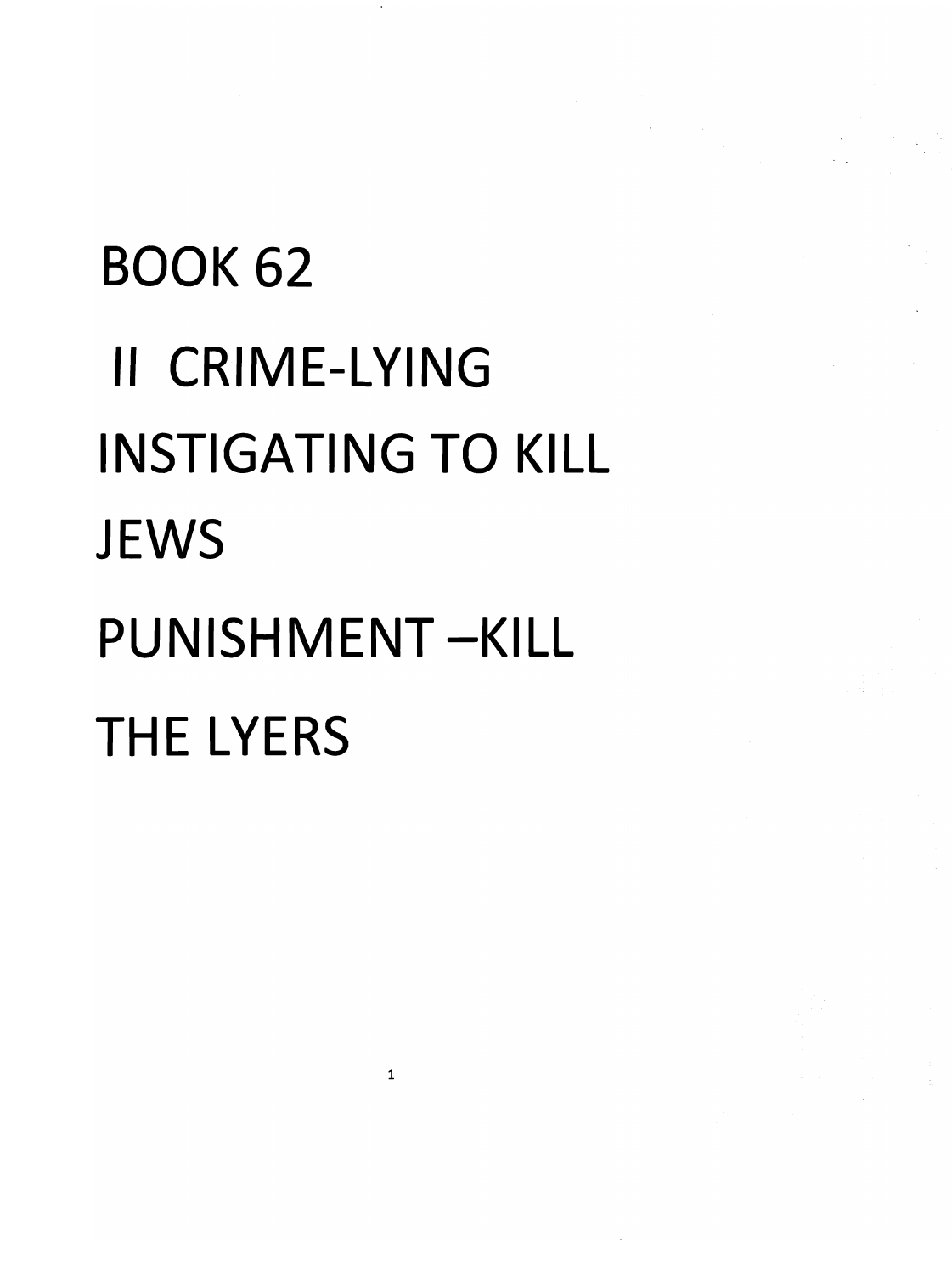# BOOK 62

# II CRIME-LYING INSTIGATING TO KILL JEWS

# PUNISHMENT –KILL THE LYERS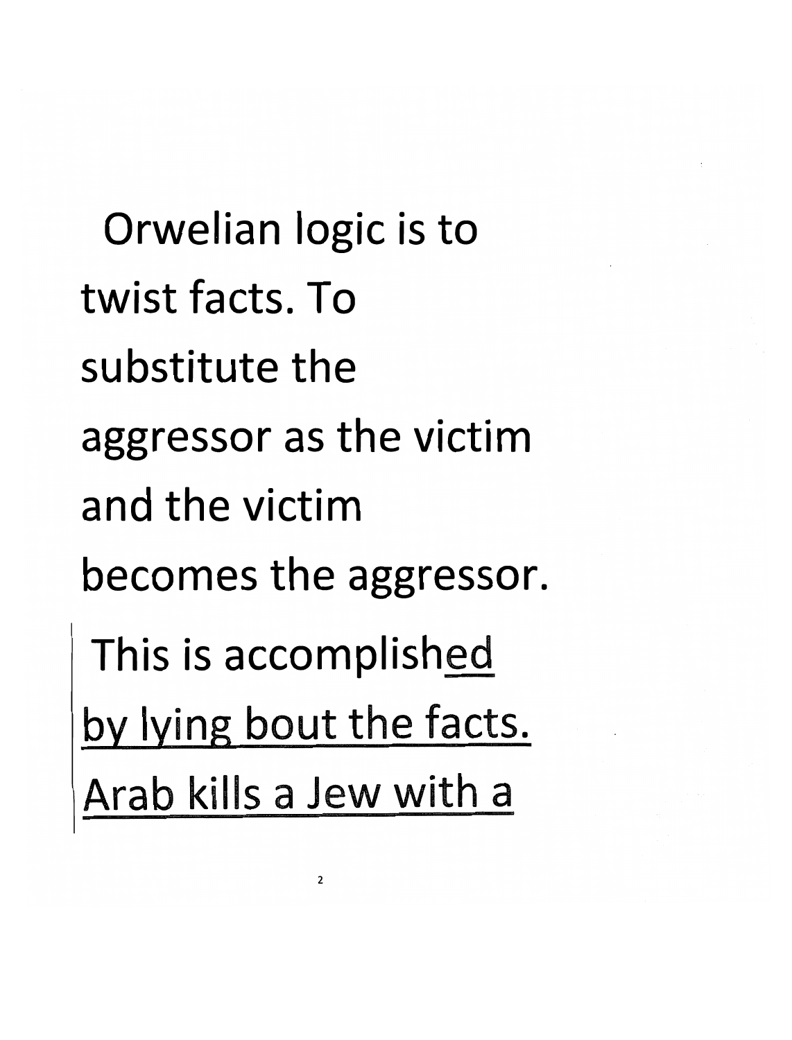Orwelian logic is to twist facts. To substitute the aggressor as the victim and the victim becomes the aggressor.

This is accomplished by lying bout the facts. Arab kills a Jew with a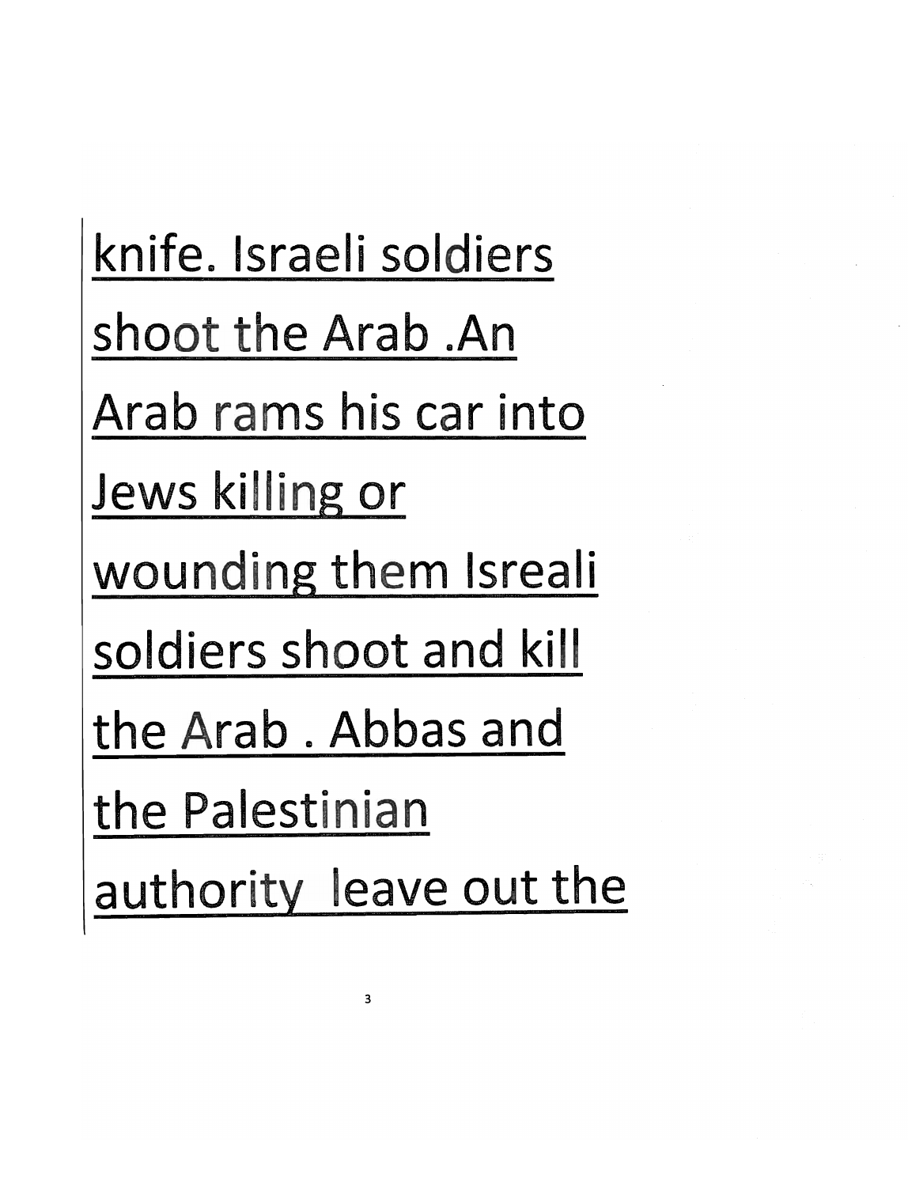knife. Israeli soldiers shoot the Arab .An Arab rams his car into Jews killing or wounding them Isreali soldiers shoot and kill the Arab . Abbas and the Palestinian authority leave out the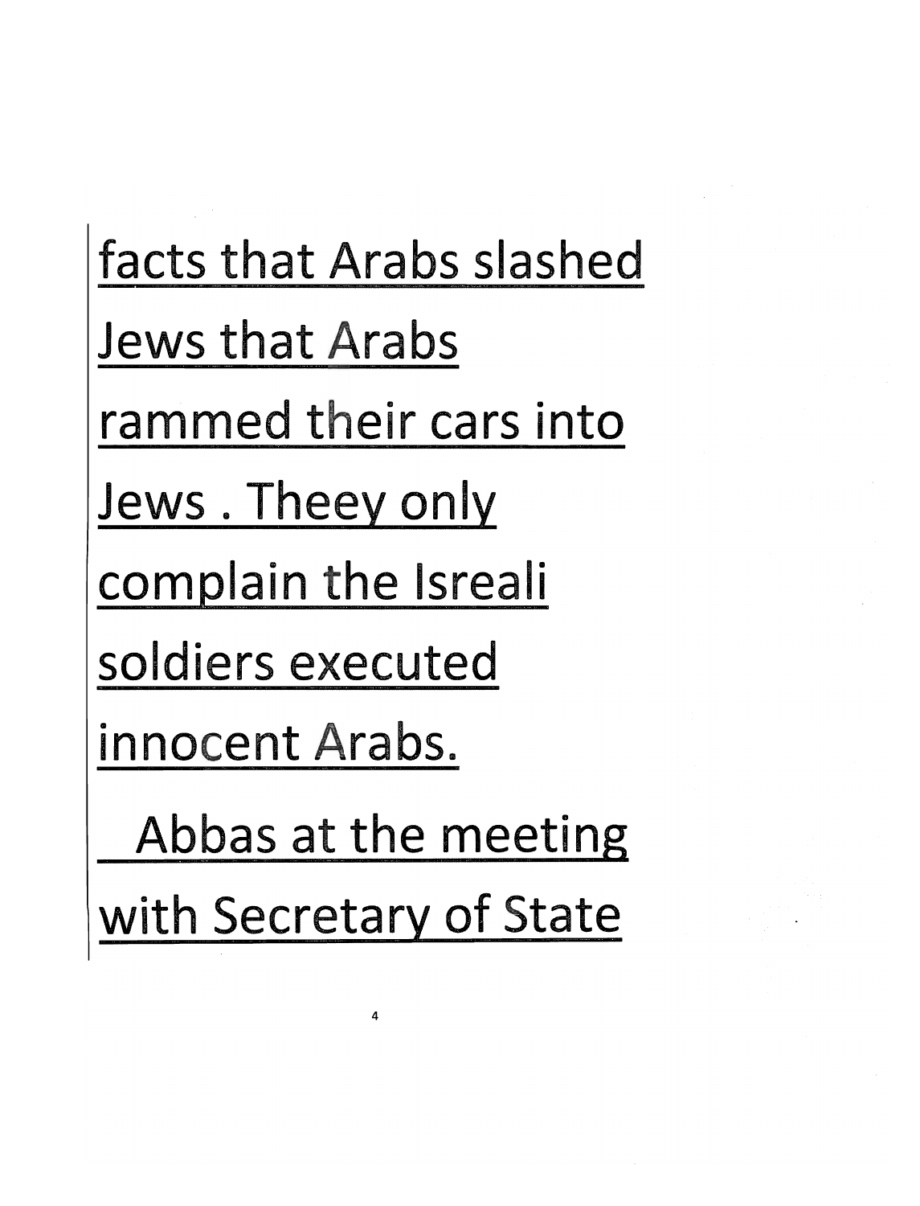facts that Arabs slashed Jews that Arabs rammed their cars into Jews . Theey only complain the Isreali soldiers executed innocent Arabs.

Abbas at the meeting with Secretary of State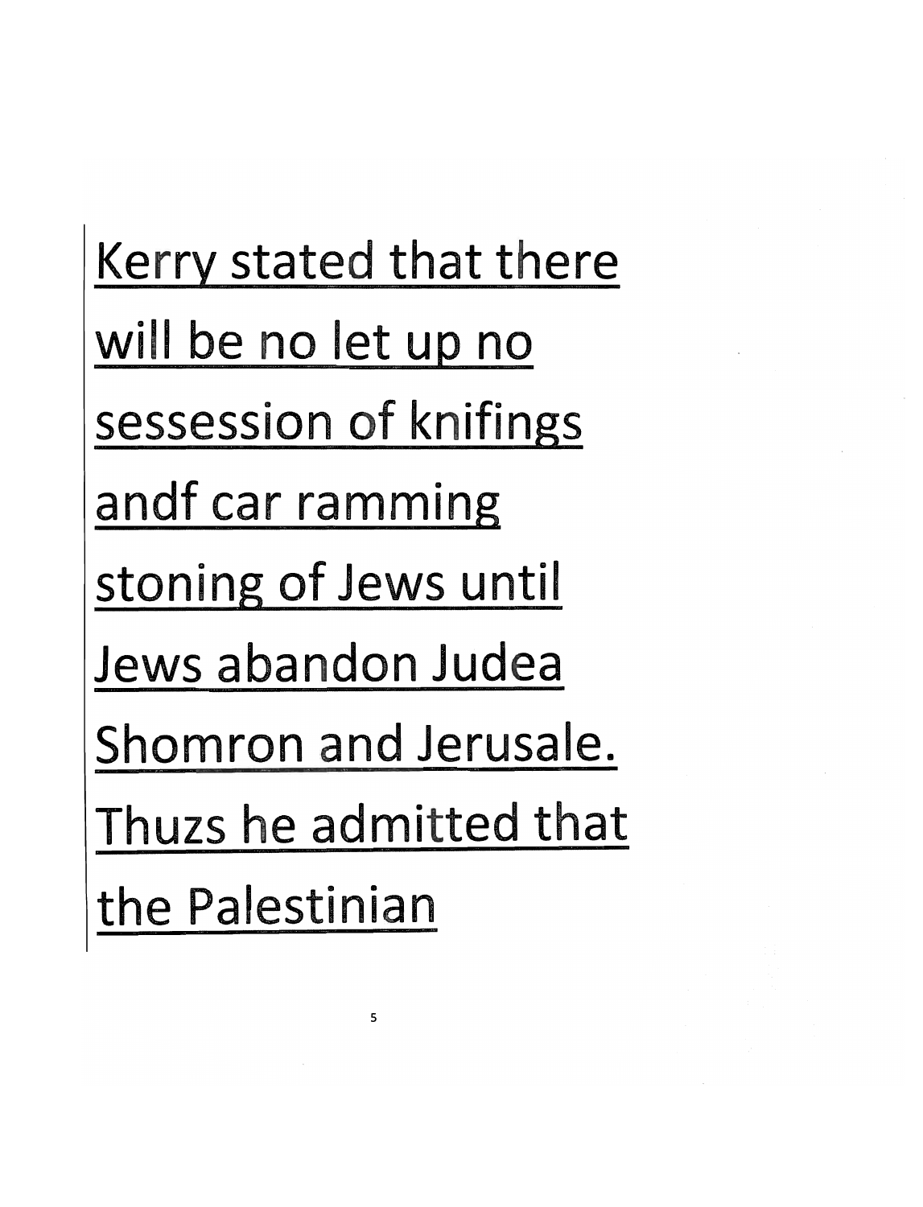<u>Kerry stated that there will be no let up no sessession of knifings andf car ramming stoning of Jews until Jews abandon Judea Shomron and Jerusale. Thuzs he admitted that the Palestinian</u>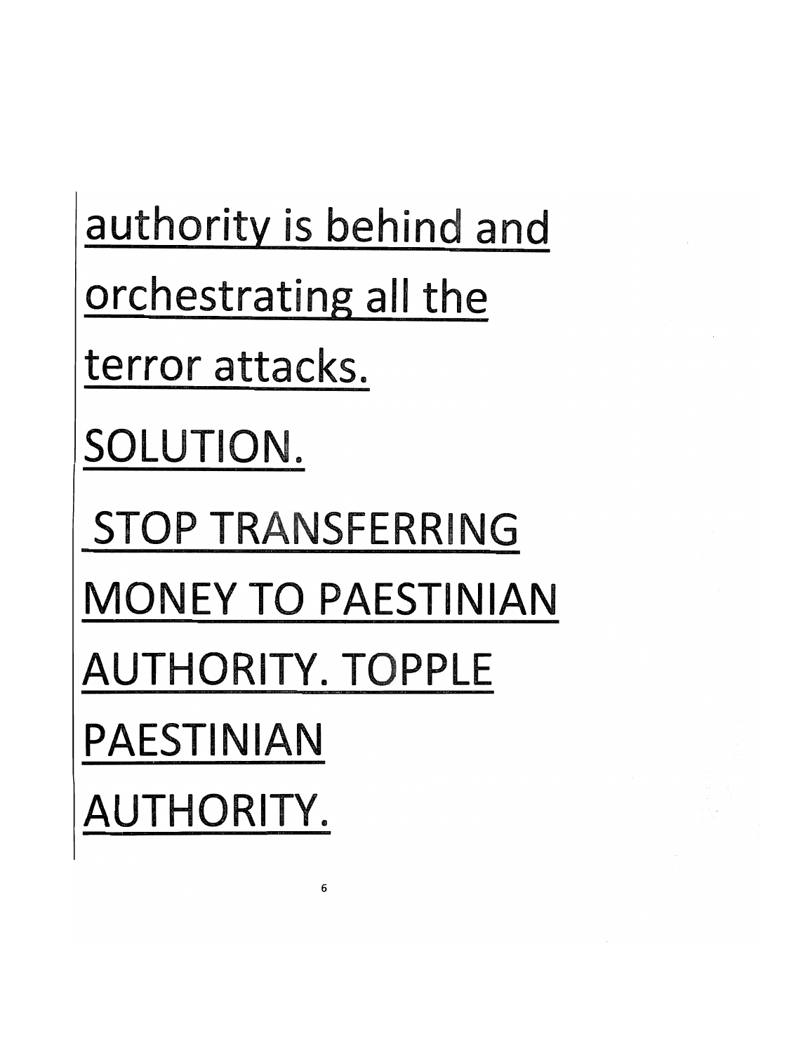authority is behind and orchestrating all the terror attacks.

SOLUTION.

STOP TRANSFERRING MONEY TO PAESTINIAN AUTHORITY. TOPPLE PAESTINIAN AUTHORITY.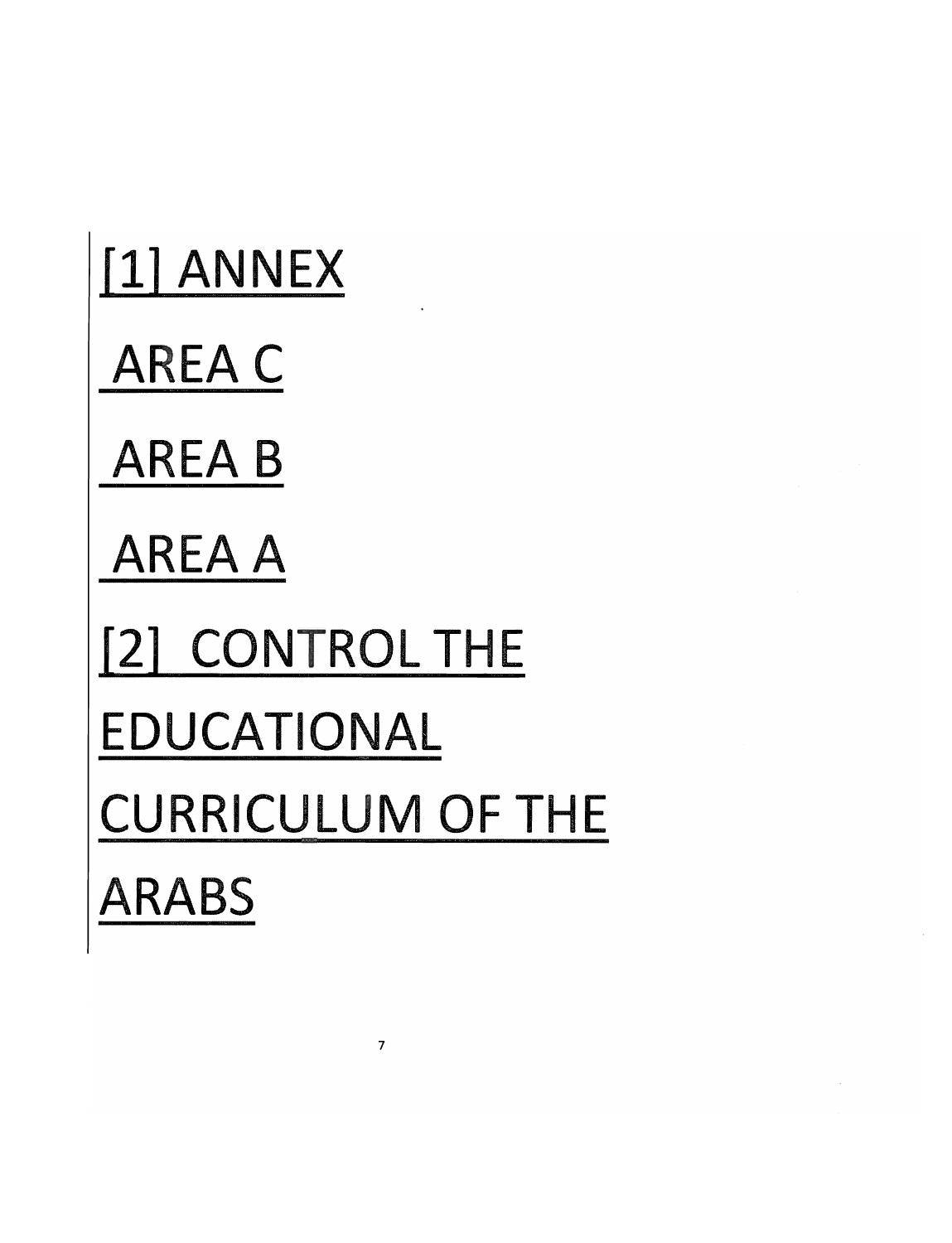[1] ANNEX

AREA C

AREA B

AREA A

[2] CONTROL THE EDUCATIONAL CURRICULUM OF THE ARABS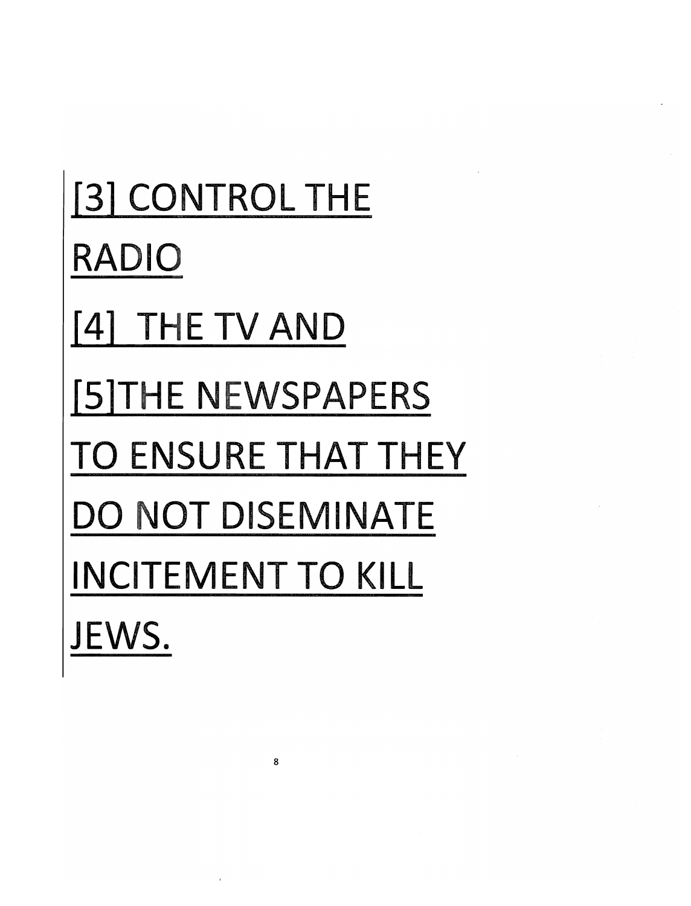[3] CONTROL THE RADIO

[4] THE TV AND

[5]THE NEWSPAPERS TO ENSURE THAT THEY DO NOT DISEMINATE INCITEMENT TO KILL JEWS.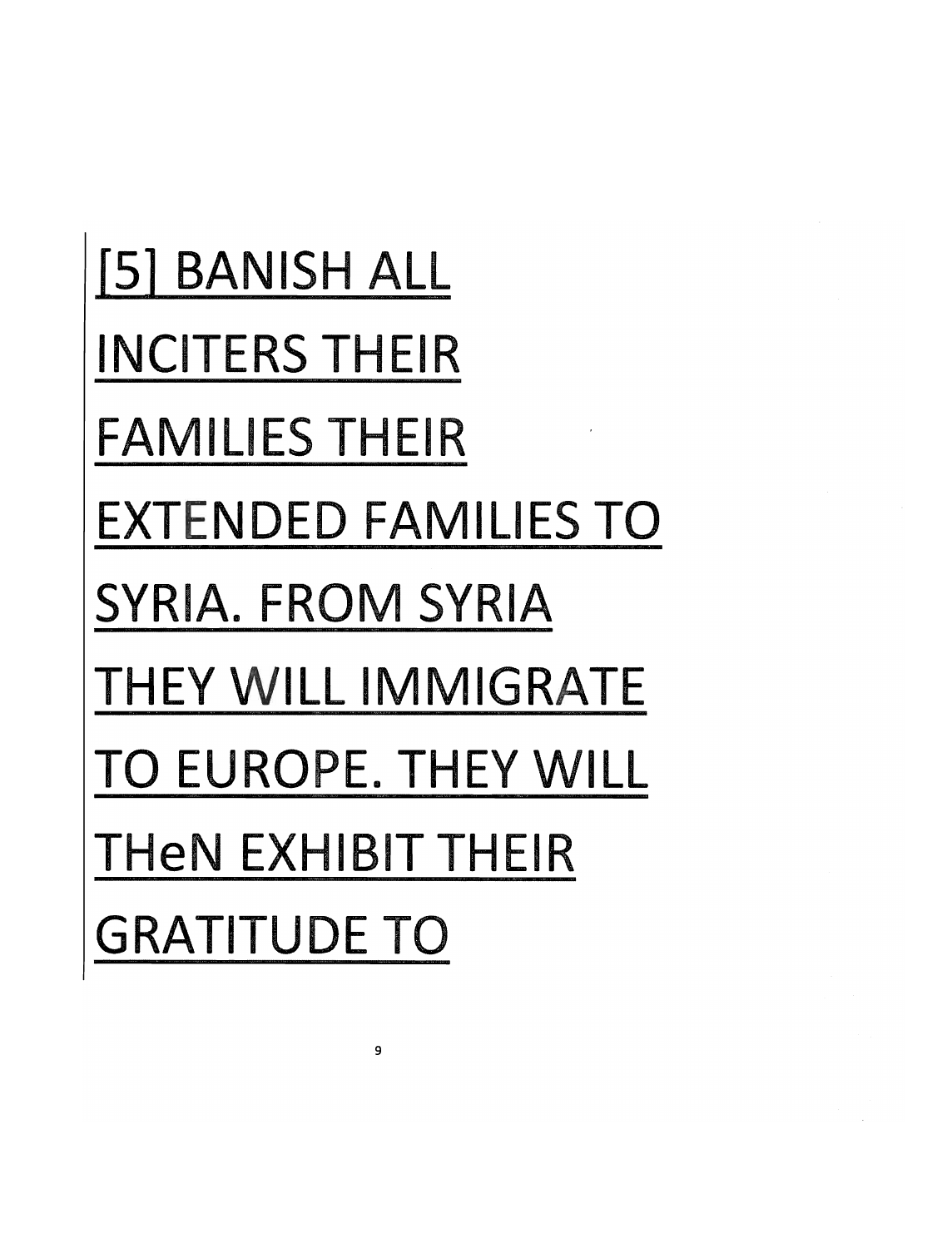<u>[5] BANISH ALL INCITERS THEIR FAMILIES THEIR EXTENDED FAMILIES TO SYRIA. FROM SYRIA THEY WILL IMMIGRATE TO EUROPE. THEY WILL THeN EXHIBIT THEIR GRATITUDE TO</u>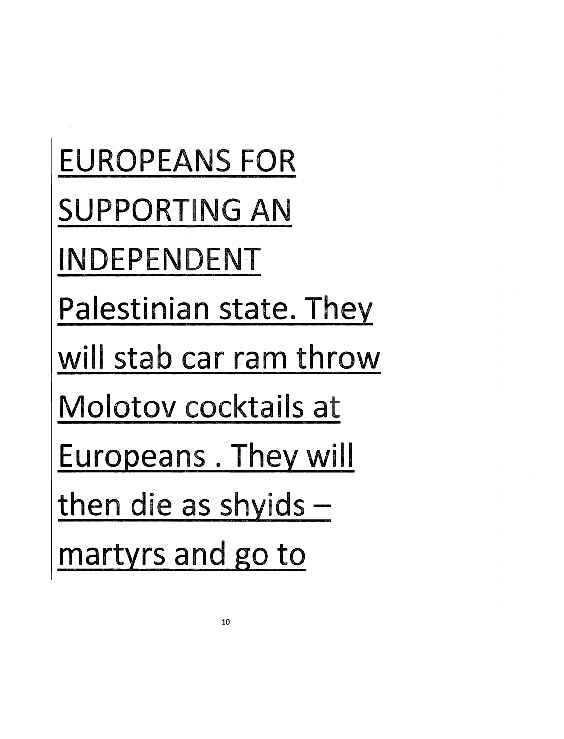<u>EUROPEANS FOR SUPPORTING AN INDEPENDENT Palestinian state. They will stab car ram throw Molotov cocktails at Europeans . They will then die as shyids – martyrs and go to</u>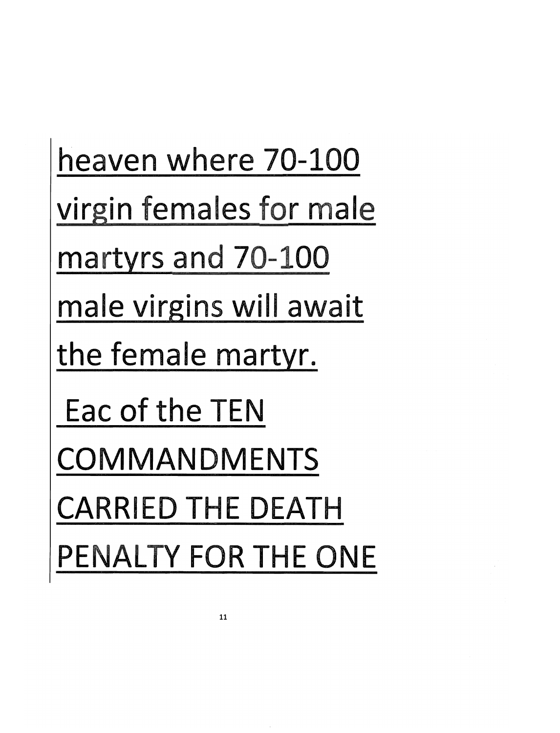heaven where 70-100 virgin females for male martyrs and 70-100 male virgins will await the female martyr.

Eac of the TEN COMMANDMENTS CARRIED THE DEATH PENALTY FOR THE ONE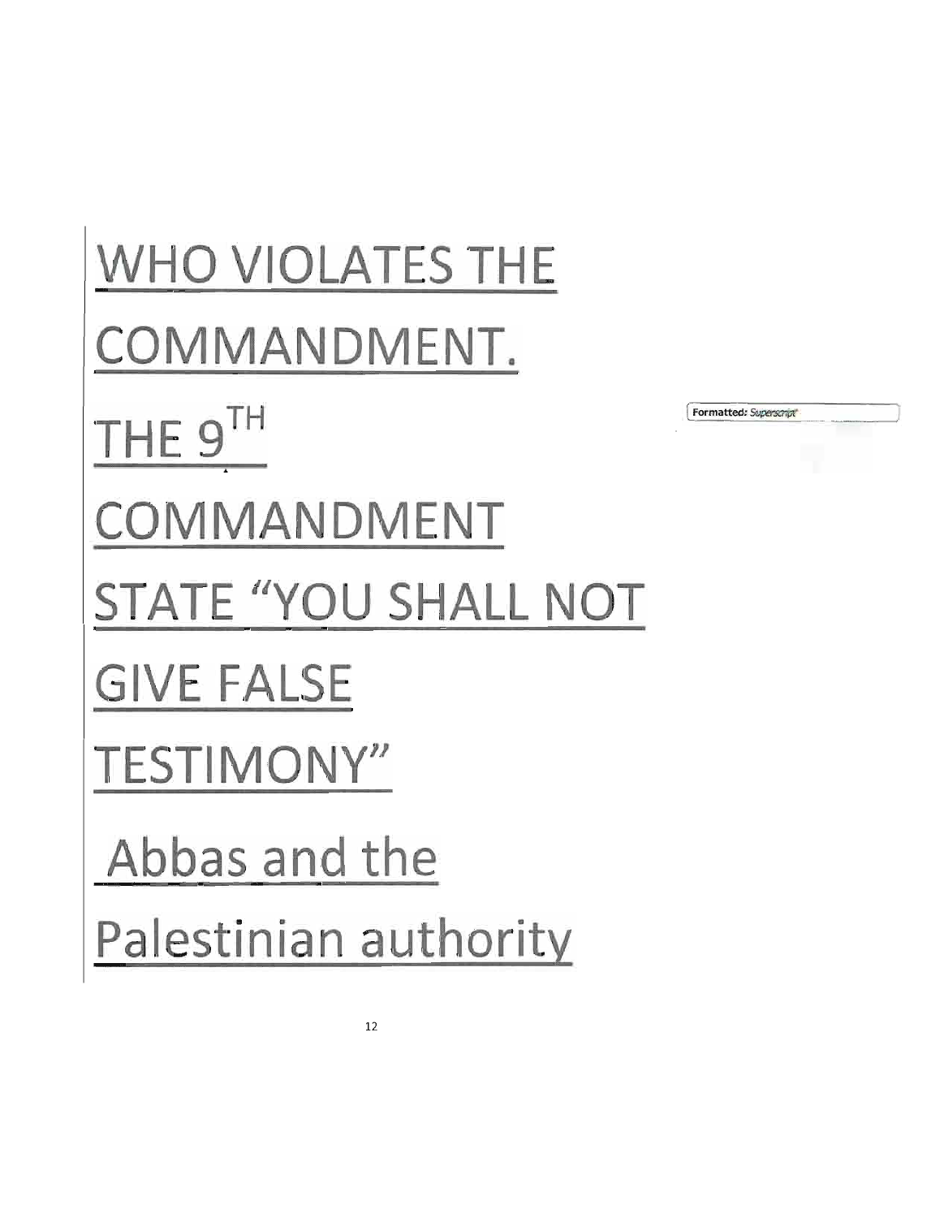# WHO VIOLATES THE COMMANDMENT.

# THE 9TH COMMANDMENT STATE "YOU SHALL NOT GIVE FALSE TESTIMONY"

# Abbas and the Palestinian authority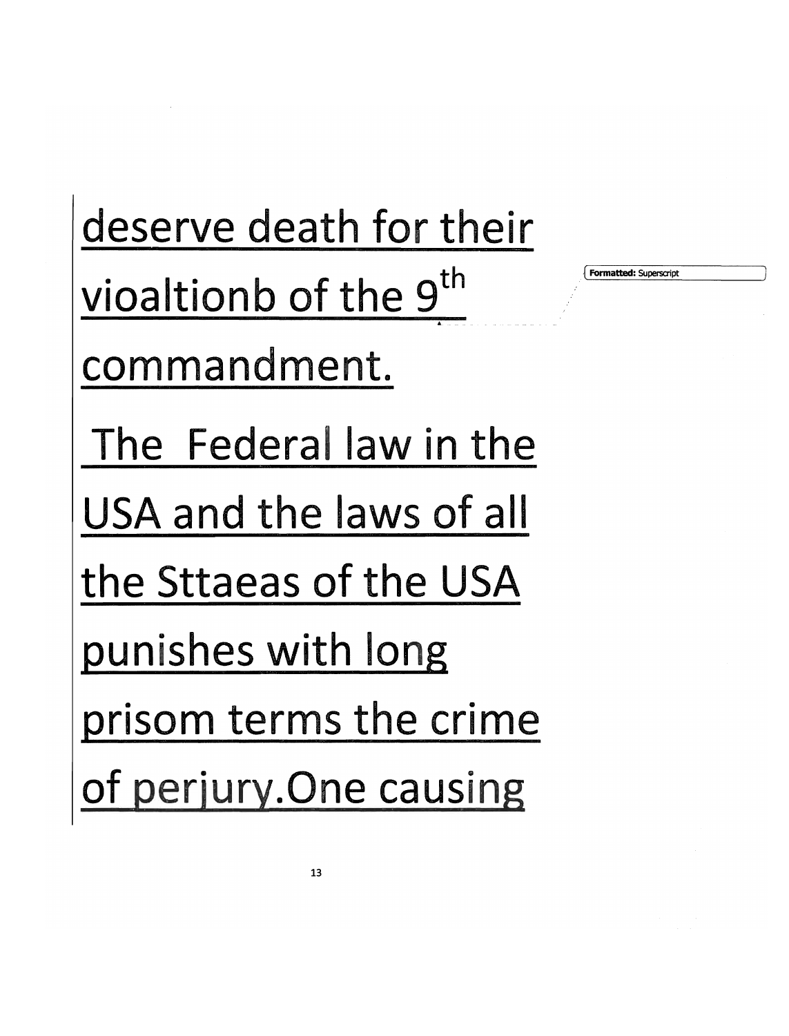deserve death for their vioaltionb of the 9th commandment.

The Federal law in the USA and the laws of all the Sttaeas of the USA punishes with long prisom terms the crime of perjury.One causing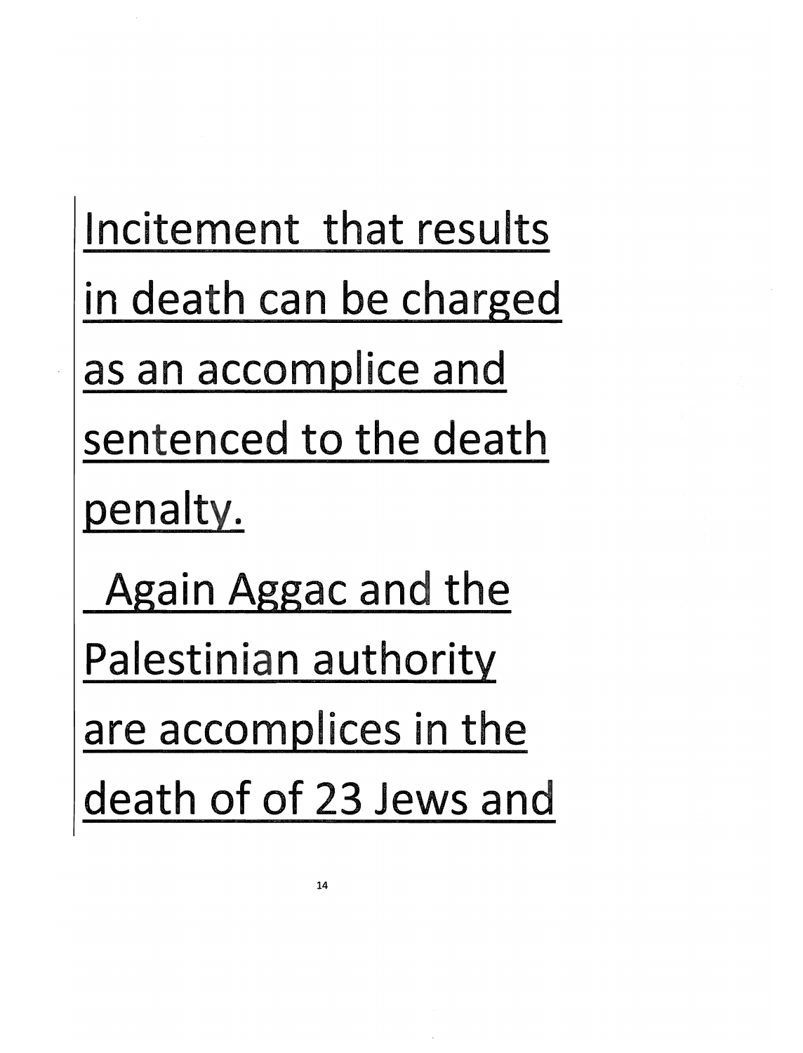Incitement that results in death can be charged as an accomplice and sentenced to the death penalty.

Again Aggac and the Palestinian authority are accomplices in the death of of 23 Jews and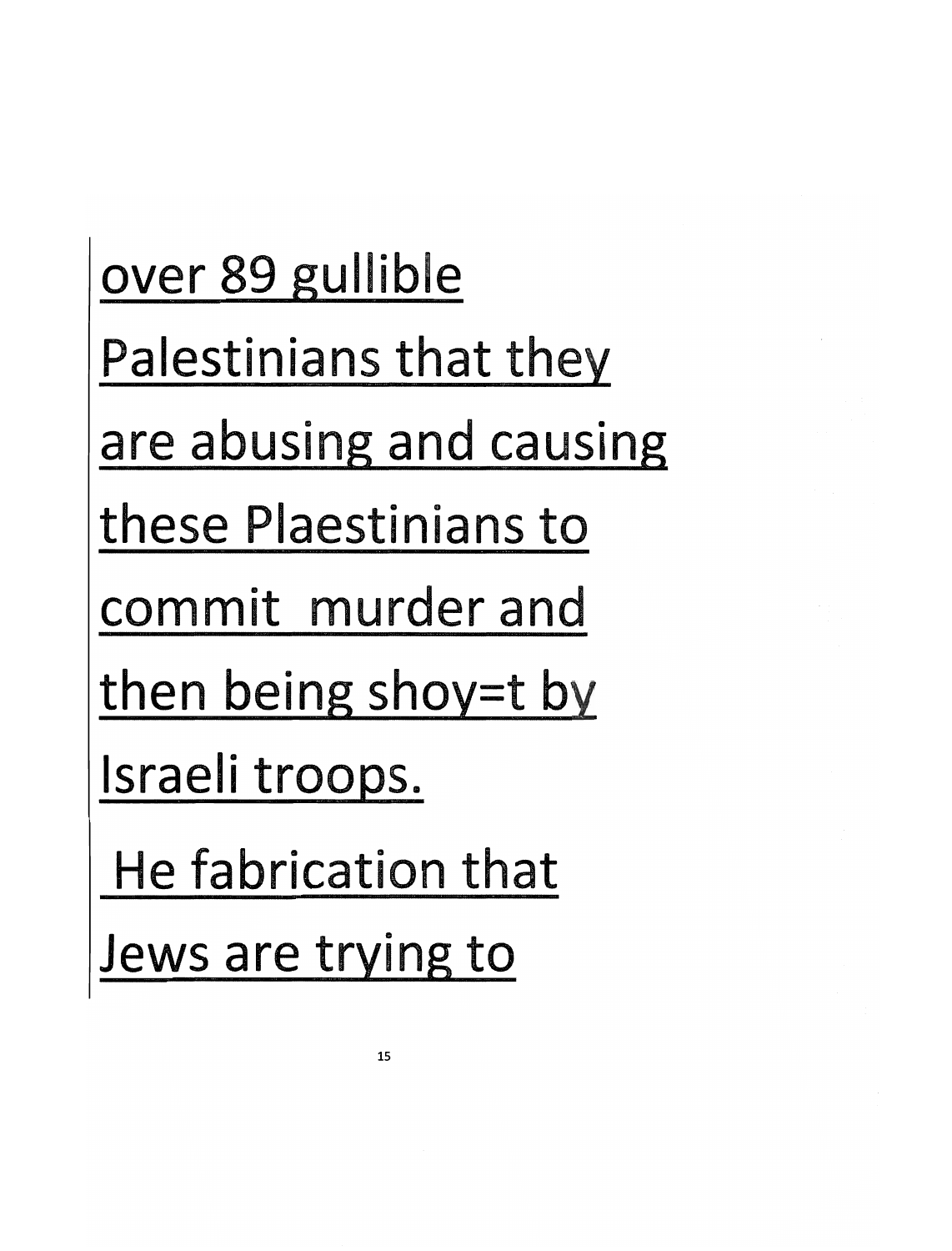over 89 gullible Palestinians that they are abusing and causing these Plaestinians to commit  murder and then being shoy=t by Israeli troops.

 He fabrication that Jews are trying to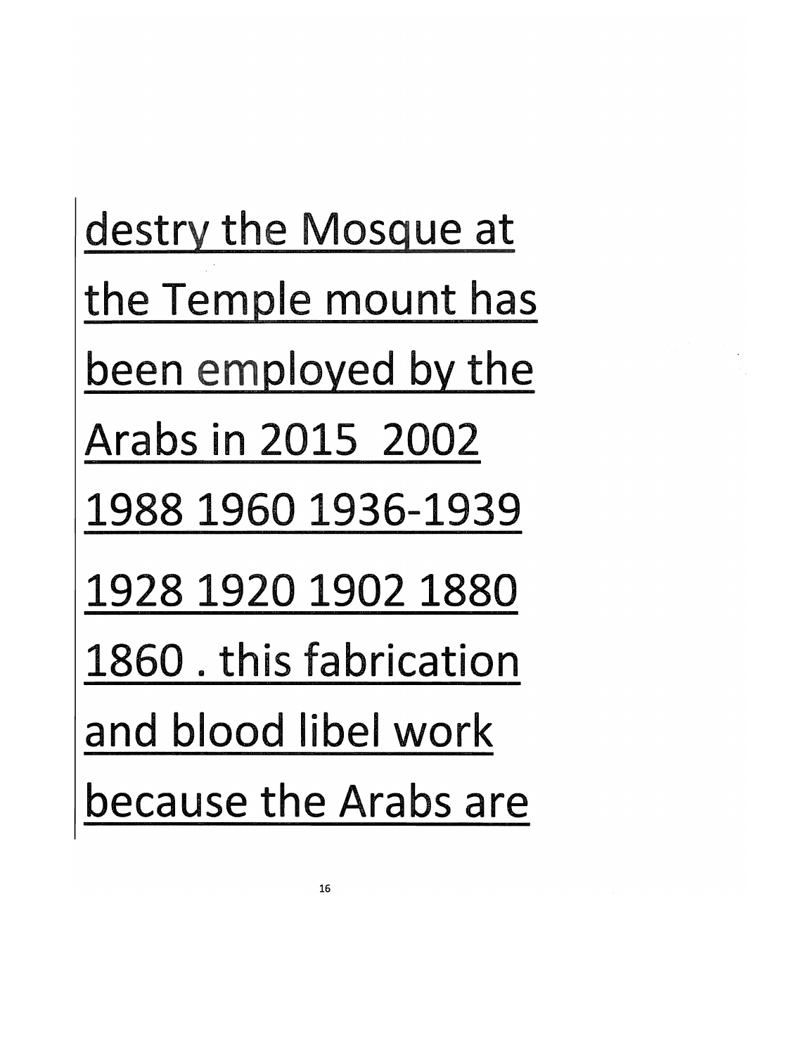<u>destry the Mosque at the Temple mount has been employed by the Arabs in 2015  2002 1988 1960 1936-1939 1928 1920 1902 1880 1860 . this fabrication and blood libel work because the Arabs are</u>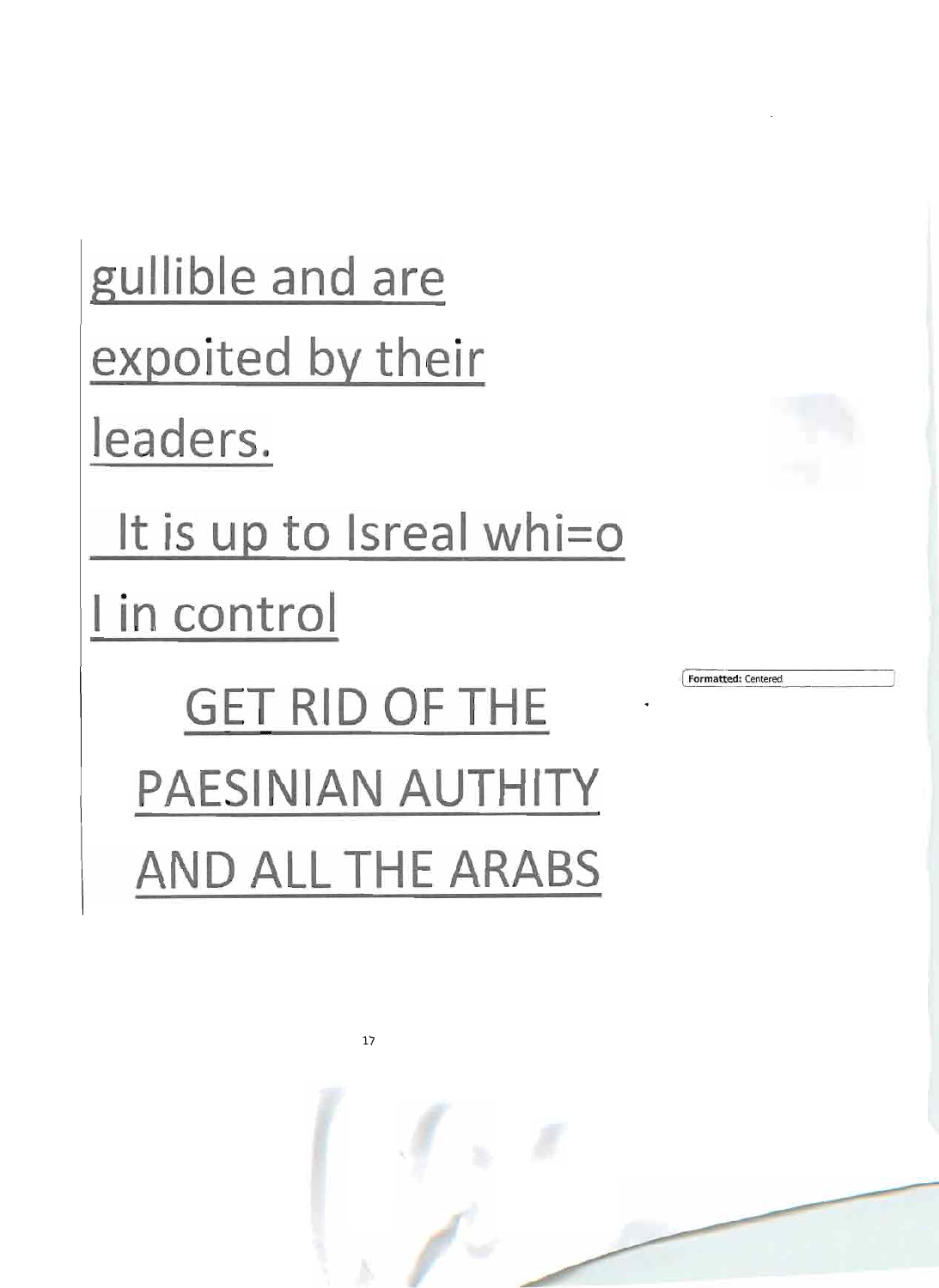gullible and are expoited by their leaders.

It is up to Isreal whi=o I in control

GET RID OF THE PAESINIAN AUTHITY AND ALL THE ARABS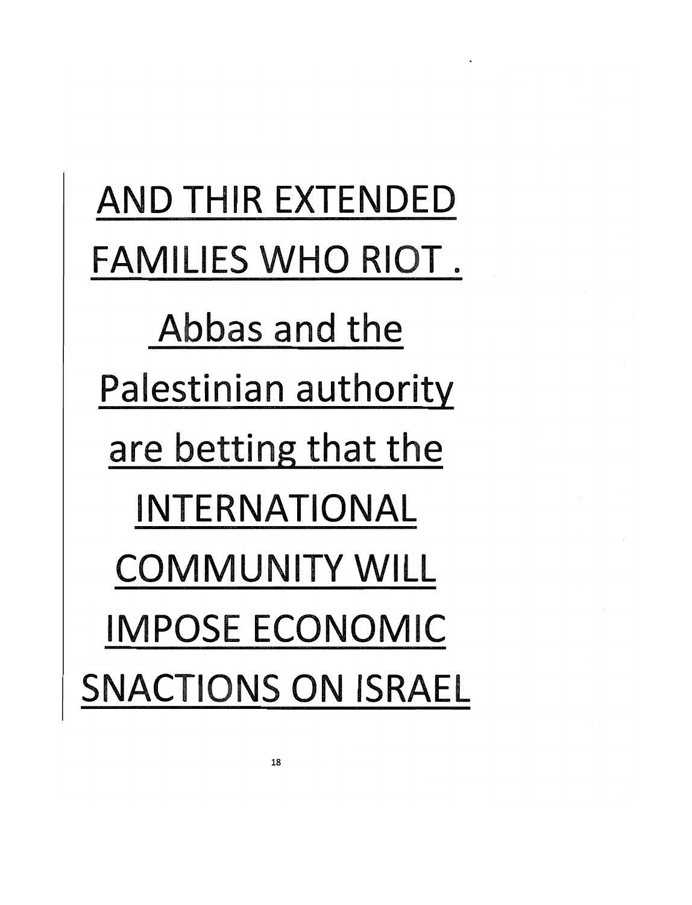<u>AND THIR EXTENDED FAMILIES WHO RIOT .</u>

<u>Abbas and the Palestinian authority are betting that the INTERNATIONAL COMMUNITY WILL IMPOSE ECONOMIC SNACTIONS ON ISRAEL</u>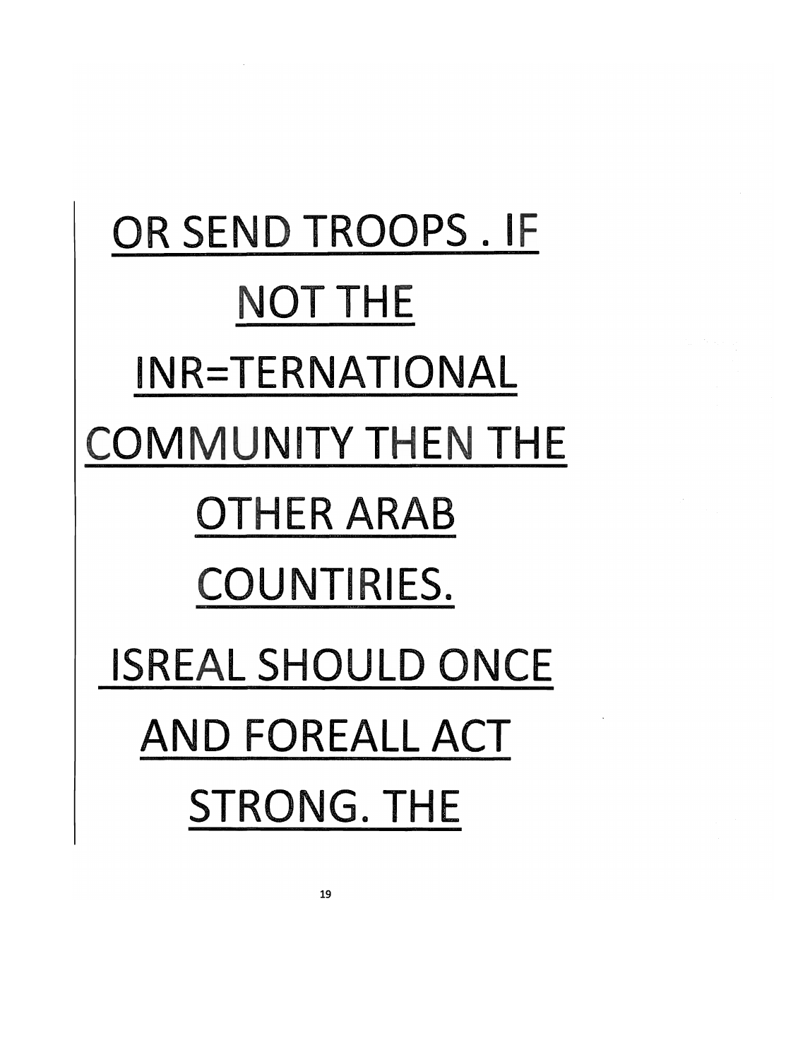<u>OR SEND TROOPS . IF NOT THE INR=TERNATIONAL COMMUNITY THEN THE OTHER ARAB COUNTIRIES.</u>

<u>ISREAL SHOULD ONCE AND FOREALL ACT STRONG. THE</u>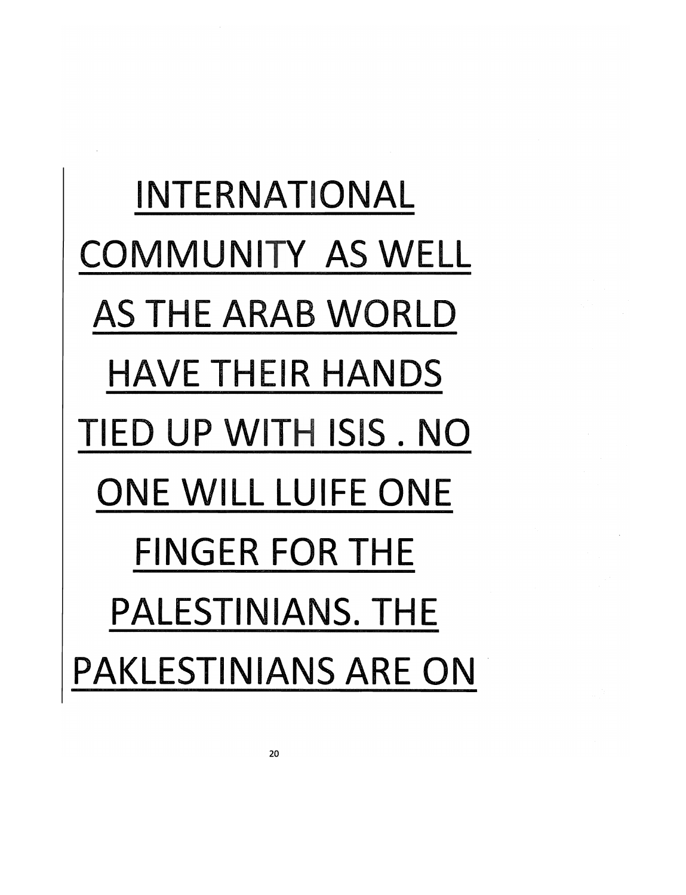INTERNATIONAL COMMUNITY AS WELL AS THE ARAB WORLD HAVE THEIR HANDS TIED UP WITH ISIS . NO ONE WILL LUIFE ONE FINGER FOR THE PALESTINIANS. THE PAKLESTINIANS ARE ON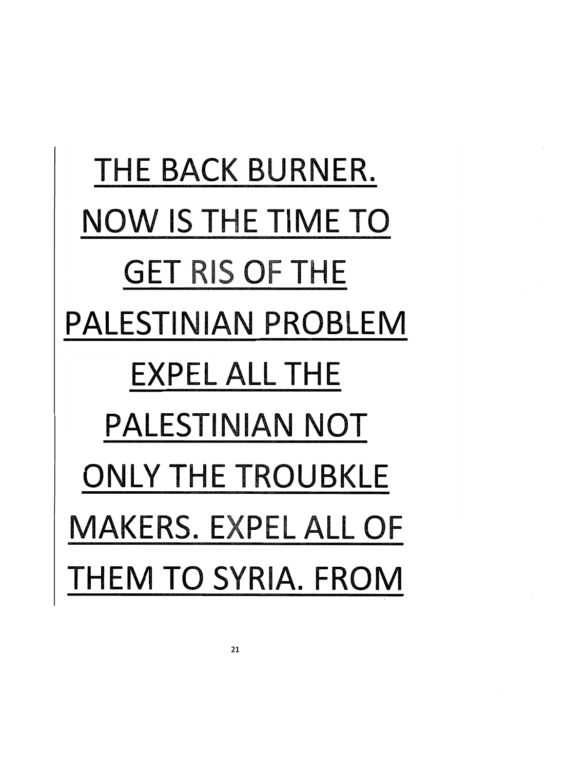<u>THE BACK BURNER. NOW IS THE TIME TO GET RIS OF THE PALESTINIAN PROBLEM EXPEL ALL THE PALESTINIAN NOT ONLY THE TROUBKLE MAKERS. EXPEL ALL OF THEM TO SYRIA. FROM</u>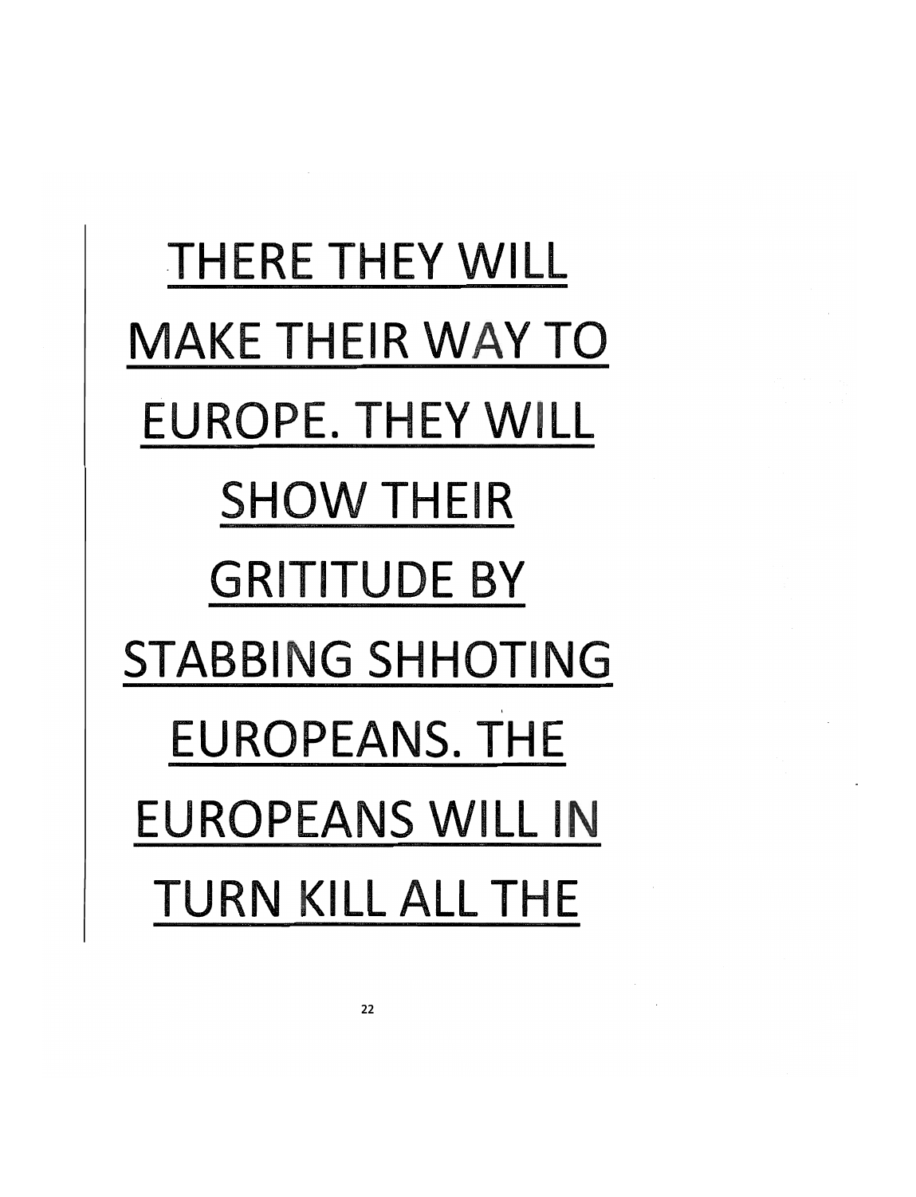THERE THEY WILL MAKE THEIR WAY TO EUROPE. THEY WILL SHOW THEIR GRITITUDE BY STABBING SHHOTING EUROPEANS. THE EUROPEANS WILL IN TURN KILL ALL THE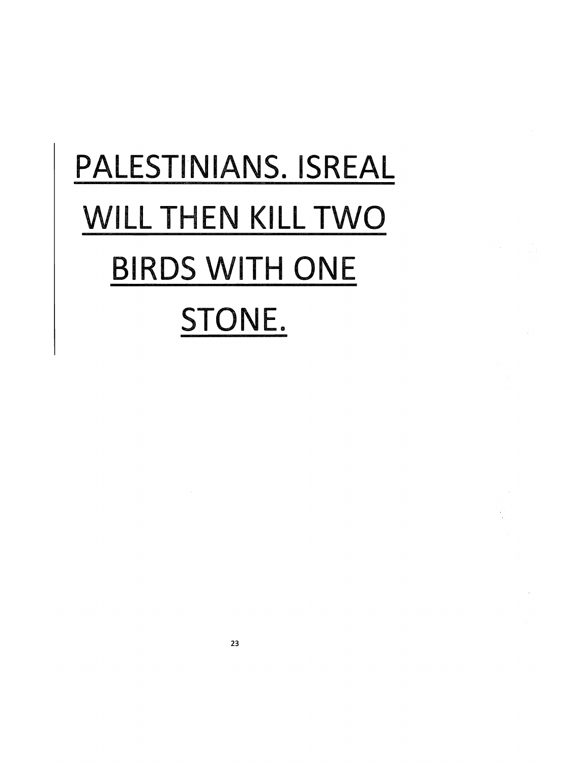<u>PALESTINIANS. ISREAL WILL THEN KILL TWO BIRDS WITH ONE STONE.</u>